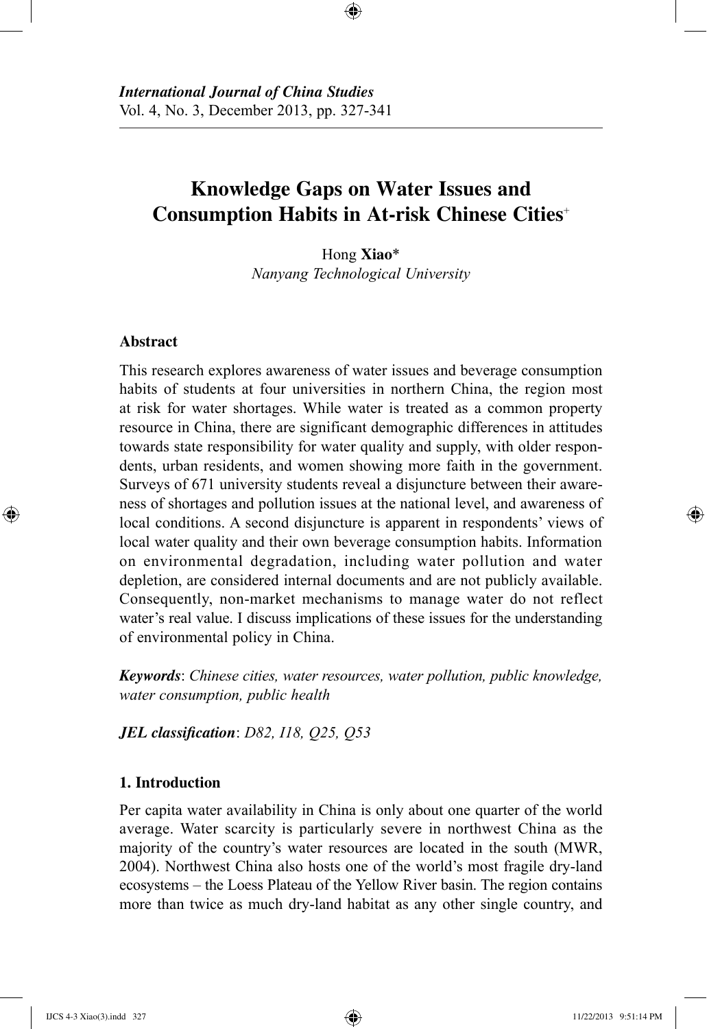*International Journal of China Studies*
Vol. 4, No. 3, December 2013, pp. 327-341

# Knowledge Gaps on Water Issues and Consumption Habits in At-risk Chinese Cities[+]

Hong **Xiao**[*]
*Nanyang Technological University*

## Abstract

This research explores awareness of water issues and beverage consumption habits of students at four universities in northern China, the region most at risk for water shortages. While water is treated as a common property resource in China, there are significant demographic differences in attitudes towards state responsibility for water quality and supply, with older respondents, urban residents, and women showing more faith in the government. Surveys of 671 university students reveal a disjuncture between their awareness of shortages and pollution issues at the national level, and awareness of local conditions. A second disjuncture is apparent in respondents' views of local water quality and their own beverage consumption habits. Information on environmental degradation, including water pollution and water depletion, are considered internal documents and are not publicly available. Consequently, non-market mechanisms to manage water do not reflect water's real value. I discuss implications of these issues for the understanding of environmental policy in China.

***Keywords***: *Chinese cities, water resources, water pollution, public knowledge, water consumption, public health*

***JEL classification***: *D82, I18, Q25, Q53*

## 1. Introduction

Per capita water availability in China is only about one quarter of the world average. Water scarcity is particularly severe in northwest China as the majority of the country's water resources are located in the south (MWR, 2004). Northwest China also hosts one of the world's most fragile dry-land ecosystems – the Loess Plateau of the Yellow River basin. The region contains more than twice as much dry-land habitat as any other single country, and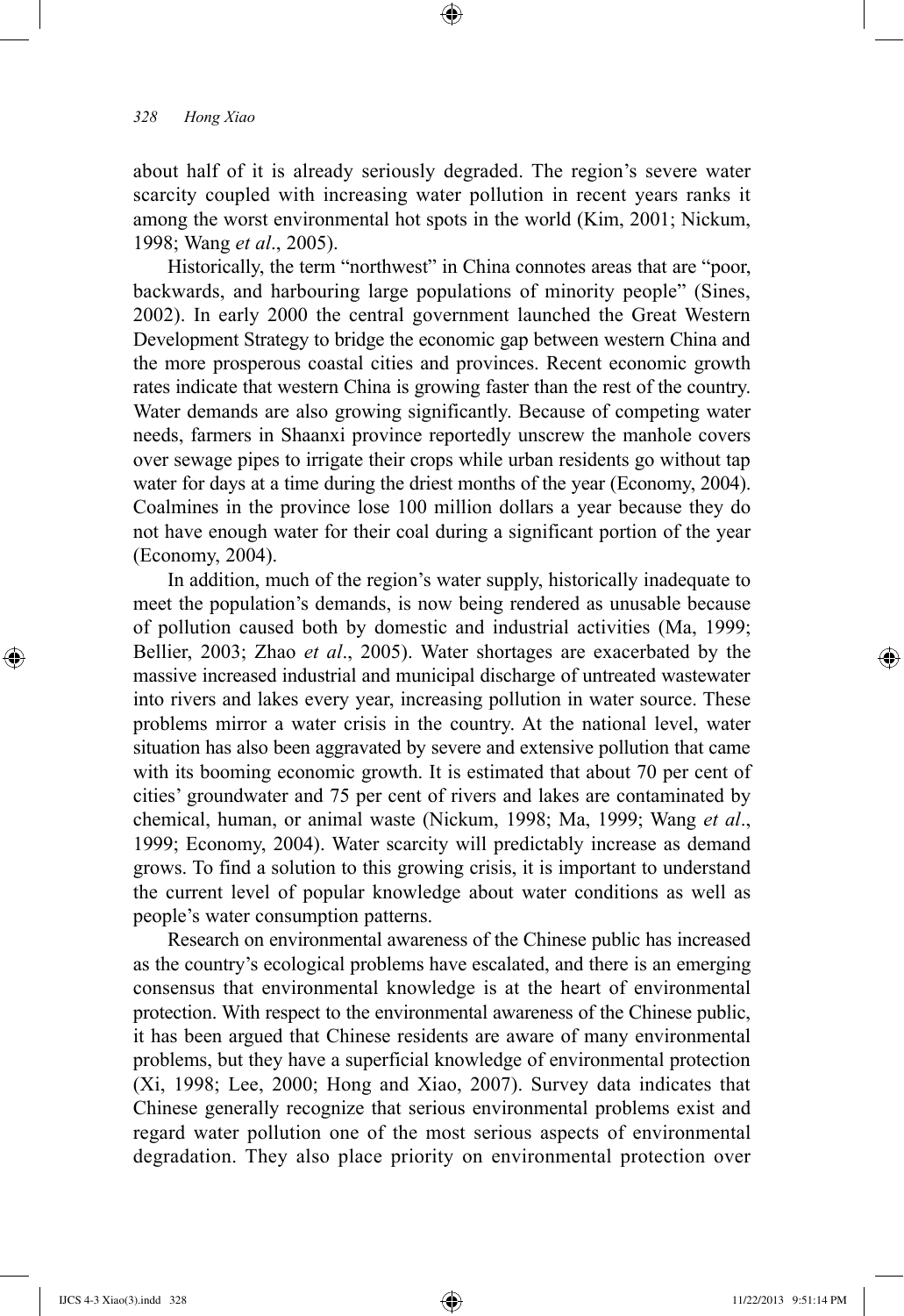about half of it is already seriously degraded. The region's severe water scarcity coupled with increasing water pollution in recent years ranks it among the worst environmental hot spots in the world (Kim, 2001; Nickum, 1998; Wang *et al*., 2005).

Historically, the term "northwest" in China connotes areas that are "poor, backwards, and harbouring large populations of minority people" (Sines, 2002). In early 2000 the central government launched the Great Western Development Strategy to bridge the economic gap between western China and the more prosperous coastal cities and provinces. Recent economic growth rates indicate that western China is growing faster than the rest of the country. Water demands are also growing significantly. Because of competing water needs, farmers in Shaanxi province reportedly unscrew the manhole covers over sewage pipes to irrigate their crops while urban residents go without tap water for days at a time during the driest months of the year (Economy, 2004). Coalmines in the province lose 100 million dollars a year because they do not have enough water for their coal during a significant portion of the year (Economy, 2004).

In addition, much of the region's water supply, historically inadequate to meet the population's demands, is now being rendered as unusable because of pollution caused both by domestic and industrial activities (Ma, 1999; Bellier, 2003; Zhao *et al*., 2005). Water shortages are exacerbated by the massive increased industrial and municipal discharge of untreated wastewater into rivers and lakes every year, increasing pollution in water source. These problems mirror a water crisis in the country. At the national level, water situation has also been aggravated by severe and extensive pollution that came with its booming economic growth. It is estimated that about 70 per cent of cities' groundwater and 75 per cent of rivers and lakes are contaminated by chemical, human, or animal waste (Nickum, 1998; Ma, 1999; Wang *et al*., 1999; Economy, 2004). Water scarcity will predictably increase as demand grows. To find a solution to this growing crisis, it is important to understand the current level of popular knowledge about water conditions as well as people's water consumption patterns.

Research on environmental awareness of the Chinese public has increased as the country's ecological problems have escalated, and there is an emerging consensus that environmental knowledge is at the heart of environmental protection. With respect to the environmental awareness of the Chinese public, it has been argued that Chinese residents are aware of many environmental problems, but they have a superficial knowledge of environmental protection (Xi, 1998; Lee, 2000; Hong and Xiao, 2007). Survey data indicates that Chinese generally recognize that serious environmental problems exist and regard water pollution one of the most serious aspects of environmental degradation. They also place priority on environmental protection over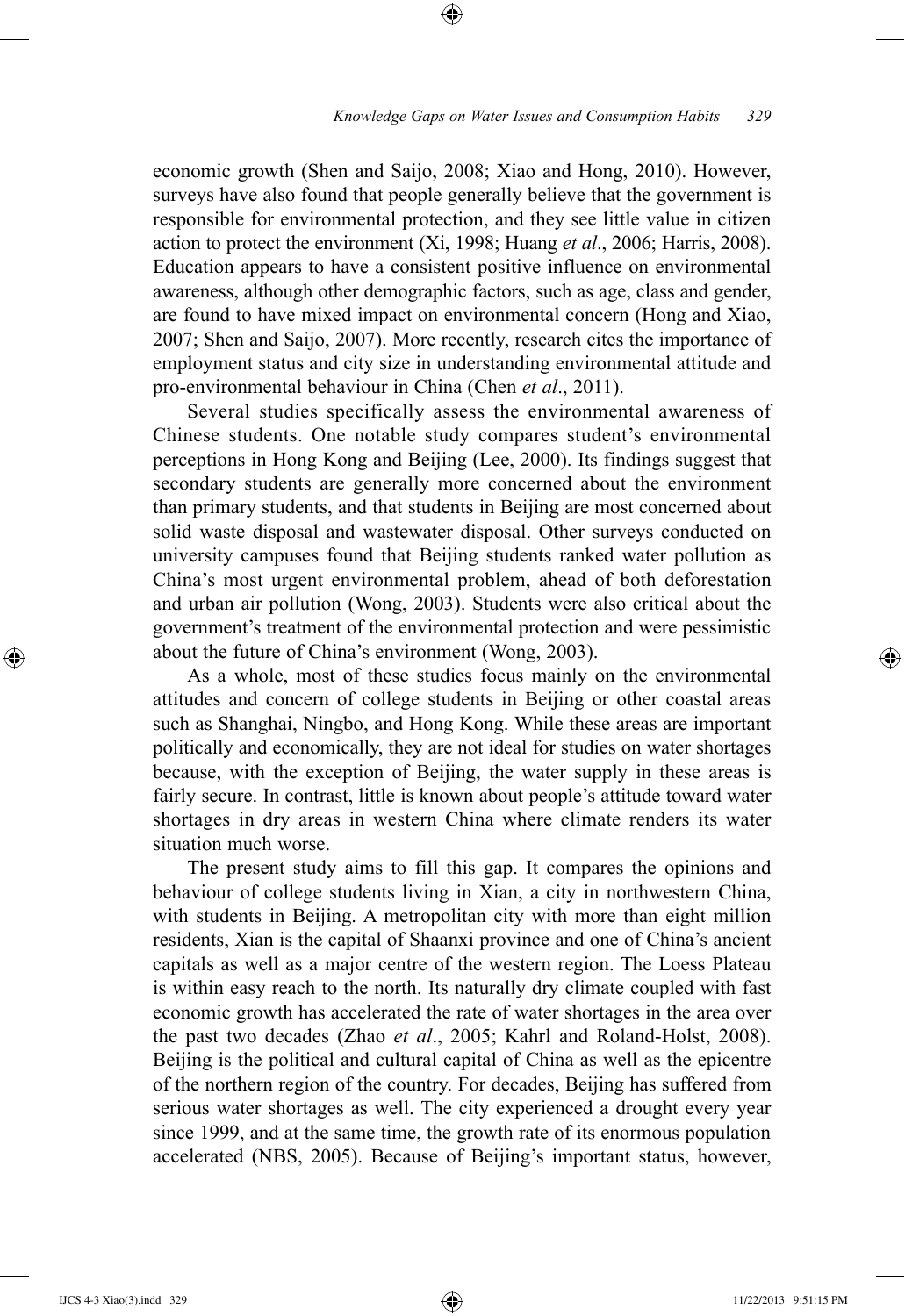economic growth (Shen and Saijo, 2008; Xiao and Hong, 2010). However, surveys have also found that people generally believe that the government is responsible for environmental protection, and they see little value in citizen action to protect the environment (Xi, 1998; Huang *et al*., 2006; Harris, 2008). Education appears to have a consistent positive influence on environmental awareness, although other demographic factors, such as age, class and gender, are found to have mixed impact on environmental concern (Hong and Xiao, 2007; Shen and Saijo, 2007). More recently, research cites the importance of employment status and city size in understanding environmental attitude and pro-environmental behaviour in China (Chen *et al*., 2011).

Several studies specifically assess the environmental awareness of Chinese students. One notable study compares student's environmental perceptions in Hong Kong and Beijing (Lee, 2000). Its findings suggest that secondary students are generally more concerned about the environment than primary students, and that students in Beijing are most concerned about solid waste disposal and wastewater disposal. Other surveys conducted on university campuses found that Beijing students ranked water pollution as China's most urgent environmental problem, ahead of both deforestation and urban air pollution (Wong, 2003). Students were also critical about the government's treatment of the environmental protection and were pessimistic about the future of China's environment (Wong, 2003).

As a whole, most of these studies focus mainly on the environmental attitudes and concern of college students in Beijing or other coastal areas such as Shanghai, Ningbo, and Hong Kong. While these areas are important politically and economically, they are not ideal for studies on water shortages because, with the exception of Beijing, the water supply in these areas is fairly secure. In contrast, little is known about people's attitude toward water shortages in dry areas in western China where climate renders its water situation much worse.

The present study aims to fill this gap. It compares the opinions and behaviour of college students living in Xian, a city in northwestern China, with students in Beijing. A metropolitan city with more than eight million residents, Xian is the capital of Shaanxi province and one of China's ancient capitals as well as a major centre of the western region. The Loess Plateau is within easy reach to the north. Its naturally dry climate coupled with fast economic growth has accelerated the rate of water shortages in the area over the past two decades (Zhao *et al*., 2005; Kahrl and Roland-Holst, 2008). Beijing is the political and cultural capital of China as well as the epicentre of the northern region of the country. For decades, Beijing has suffered from serious water shortages as well. The city experienced a drought every year since 1999, and at the same time, the growth rate of its enormous population accelerated (NBS, 2005). Because of Beijing's important status, however,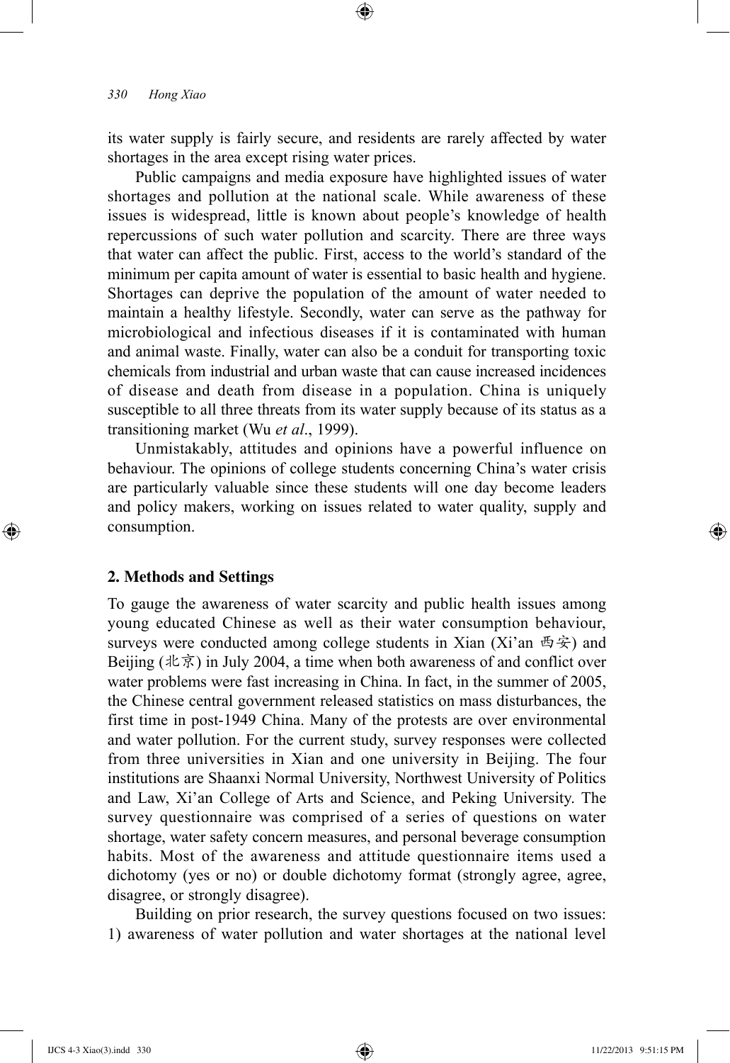its water supply is fairly secure, and residents are rarely affected by water shortages in the area except rising water prices.

Public campaigns and media exposure have highlighted issues of water shortages and pollution at the national scale. While awareness of these issues is widespread, little is known about people's knowledge of health repercussions of such water pollution and scarcity. There are three ways that water can affect the public. First, access to the world's standard of the minimum per capita amount of water is essential to basic health and hygiene. Shortages can deprive the population of the amount of water needed to maintain a healthy lifestyle. Secondly, water can serve as the pathway for microbiological and infectious diseases if it is contaminated with human and animal waste. Finally, water can also be a conduit for transporting toxic chemicals from industrial and urban waste that can cause increased incidences of disease and death from disease in a population. China is uniquely susceptible to all three threats from its water supply because of its status as a transitioning market (Wu *et al*., 1999).

Unmistakably, attitudes and opinions have a powerful influence on behaviour. The opinions of college students concerning China's water crisis are particularly valuable since these students will one day become leaders and policy makers, working on issues related to water quality, supply and consumption.

## 2. Methods and Settings

To gauge the awareness of water scarcity and public health issues among young educated Chinese as well as their water consumption behaviour, surveys were conducted among college students in Xian (Xi'an 西安) and Beijing (北京) in July 2004, a time when both awareness of and conflict over water problems were fast increasing in China. In fact, in the summer of 2005, the Chinese central government released statistics on mass disturbances, the first time in post-1949 China. Many of the protests are over environmental and water pollution. For the current study, survey responses were collected from three universities in Xian and one university in Beijing. The four institutions are Shaanxi Normal University, Northwest University of Politics and Law, Xi'an College of Arts and Science, and Peking University. The survey questionnaire was comprised of a series of questions on water shortage, water safety concern measures, and personal beverage consumption habits. Most of the awareness and attitude questionnaire items used a dichotomy (yes or no) or double dichotomy format (strongly agree, agree, disagree, or strongly disagree).

Building on prior research, the survey questions focused on two issues: 1) awareness of water pollution and water shortages at the national level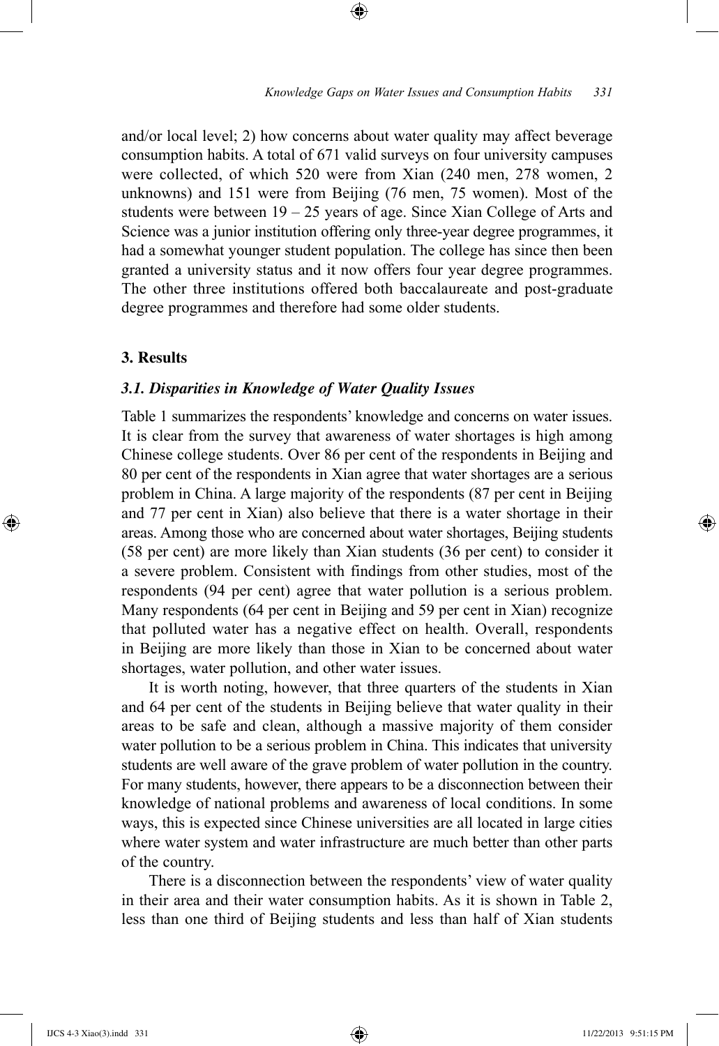and/or local level; 2) how concerns about water quality may affect beverage consumption habits. A total of 671 valid surveys on four university campuses were collected, of which 520 were from Xian (240 men, 278 women, 2 unknowns) and 151 were from Beijing (76 men, 75 women). Most of the students were between 19 – 25 years of age. Since Xian College of Arts and Science was a junior institution offering only three-year degree programmes, it had a somewhat younger student population. The college has since then been granted a university status and it now offers four year degree programmes. The other three institutions offered both baccalaureate and post-graduate degree programmes and therefore had some older students.

## 3. Results

### *3.1. Disparities in Knowledge of Water Quality Issues*

Table 1 summarizes the respondents' knowledge and concerns on water issues. It is clear from the survey that awareness of water shortages is high among Chinese college students. Over 86 per cent of the respondents in Beijing and 80 per cent of the respondents in Xian agree that water shortages are a serious problem in China. A large majority of the respondents (87 per cent in Beijing and 77 per cent in Xian) also believe that there is a water shortage in their areas. Among those who are concerned about water shortages, Beijing students (58 per cent) are more likely than Xian students (36 per cent) to consider it a severe problem. Consistent with findings from other studies, most of the respondents (94 per cent) agree that water pollution is a serious problem. Many respondents (64 per cent in Beijing and 59 per cent in Xian) recognize that polluted water has a negative effect on health. Overall, respondents in Beijing are more likely than those in Xian to be concerned about water shortages, water pollution, and other water issues.

It is worth noting, however, that three quarters of the students in Xian and 64 per cent of the students in Beijing believe that water quality in their areas to be safe and clean, although a massive majority of them consider water pollution to be a serious problem in China. This indicates that university students are well aware of the grave problem of water pollution in the country. For many students, however, there appears to be a disconnection between their knowledge of national problems and awareness of local conditions. In some ways, this is expected since Chinese universities are all located in large cities where water system and water infrastructure are much better than other parts of the country.

There is a disconnection between the respondents' view of water quality in their area and their water consumption habits. As it is shown in Table 2, less than one third of Beijing students and less than half of Xian students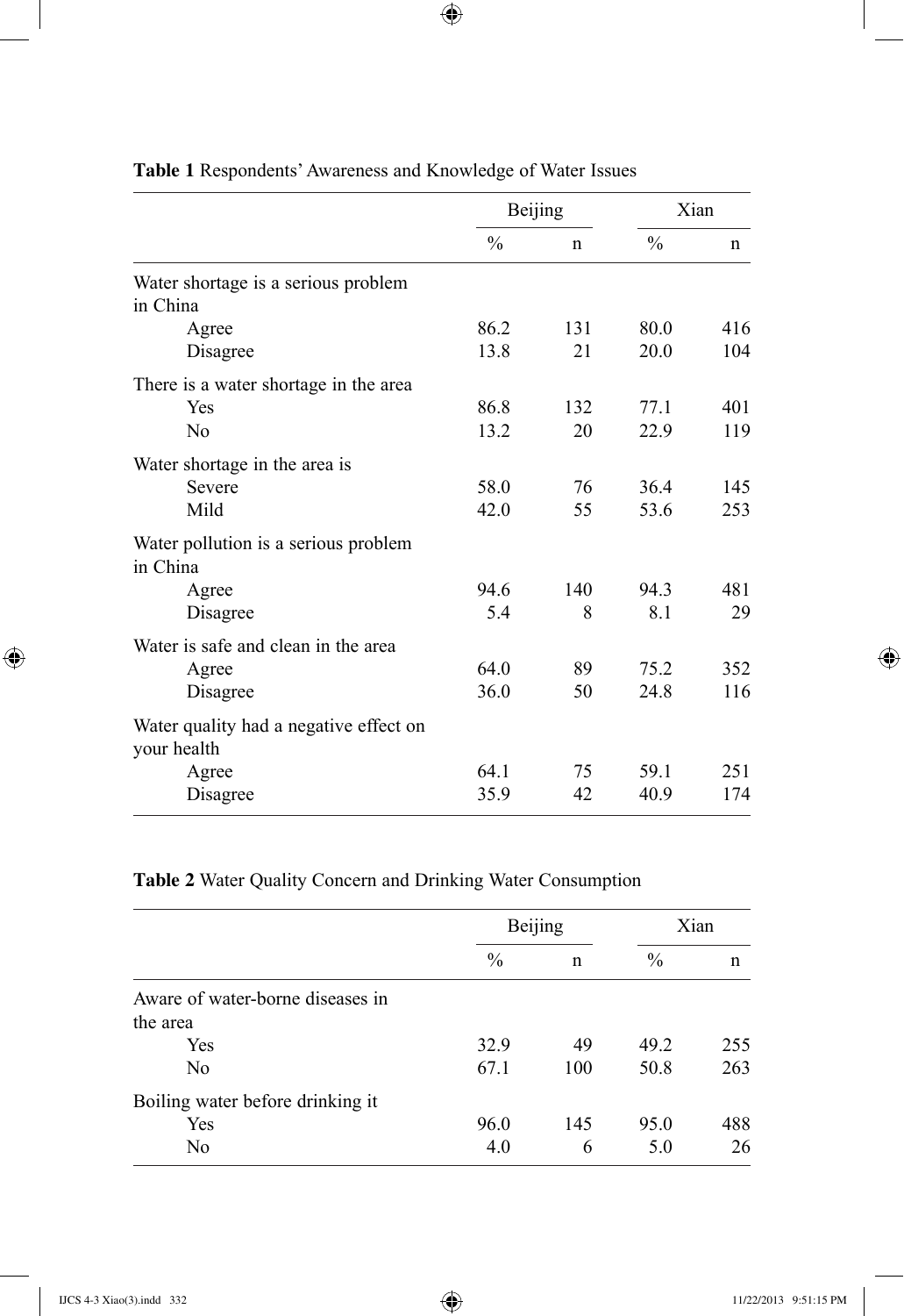**Table 1** Respondents' Awareness and Knowledge of Water Issues

| | Beijing | | Xian | |
|---|---|---|---|---|
| | % | n | % | n |
| Water shortage is a serious problem in China | | | | |
| Agree | 86.2 | 131 | 80.0 | 416 |
| Disagree | 13.8 | 21 | 20.0 | 104 |
| There is a water shortage in the area | | | | |
| Yes | 86.8 | 132 | 77.1 | 401 |
| No | 13.2 | 20 | 22.9 | 119 |
| Water shortage in the area is | | | | |
| Severe | 58.0 | 76 | 36.4 | 145 |
| Mild | 42.0 | 55 | 53.6 | 253 |
| Water pollution is a serious problem in China | | | | |
| Agree | 94.6 | 140 | 94.3 | 481 |
| Disagree | 5.4 | 8 | 8.1 | 29 |
| Water is safe and clean in the area | | | | |
| Agree | 64.0 | 89 | 75.2 | 352 |
| Disagree | 36.0 | 50 | 24.8 | 116 |
| Water quality had a negative effect on your health | | | | |
| Agree | 64.1 | 75 | 59.1 | 251 |
| Disagree | 35.9 | 42 | 40.9 | 174 |

**Table 2** Water Quality Concern and Drinking Water Consumption

| | Beijing | | Xian | |
|---|---|---|---|---|
| | % | n | % | n |
| Aware of water-borne diseases in the area | | | | |
| Yes | 32.9 | 49 | 49.2 | 255 |
| No | 67.1 | 100 | 50.8 | 263 |
| Boiling water before drinking it | | | | |
| Yes | 96.0 | 145 | 95.0 | 488 |
| No | 4.0 | 6 | 5.0 | 26 |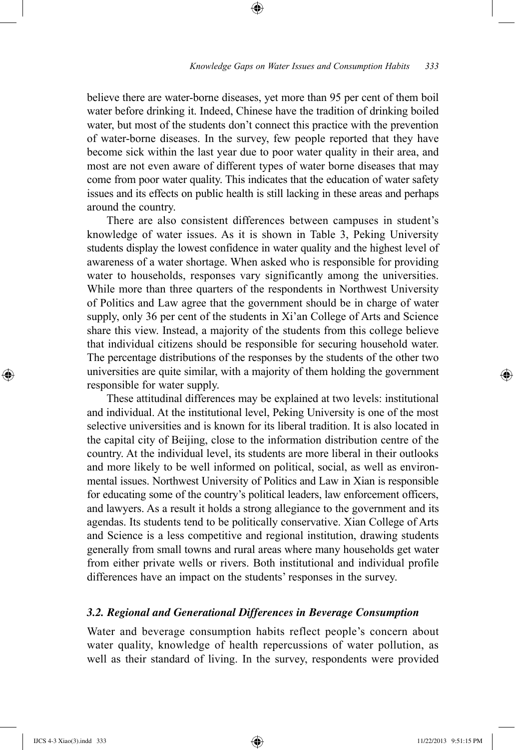believe there are water-borne diseases, yet more than 95 per cent of them boil water before drinking it. Indeed, Chinese have the tradition of drinking boiled water, but most of the students don't connect this practice with the prevention of water-borne diseases. In the survey, few people reported that they have become sick within the last year due to poor water quality in their area, and most are not even aware of different types of water borne diseases that may come from poor water quality. This indicates that the education of water safety issues and its effects on public health is still lacking in these areas and perhaps around the country.

There are also consistent differences between campuses in student's knowledge of water issues. As it is shown in Table 3, Peking University students display the lowest confidence in water quality and the highest level of awareness of a water shortage. When asked who is responsible for providing water to households, responses vary significantly among the universities. While more than three quarters of the respondents in Northwest University of Politics and Law agree that the government should be in charge of water supply, only 36 per cent of the students in Xi'an College of Arts and Science share this view. Instead, a majority of the students from this college believe that individual citizens should be responsible for securing household water. The percentage distributions of the responses by the students of the other two universities are quite similar, with a majority of them holding the government responsible for water supply.

These attitudinal differences may be explained at two levels: institutional and individual. At the institutional level, Peking University is one of the most selective universities and is known for its liberal tradition. It is also located in the capital city of Beijing, close to the information distribution centre of the country. At the individual level, its students are more liberal in their outlooks and more likely to be well informed on political, social, as well as environmental issues. Northwest University of Politics and Law in Xian is responsible for educating some of the country's political leaders, law enforcement officers, and lawyers. As a result it holds a strong allegiance to the government and its agendas. Its students tend to be politically conservative. Xian College of Arts and Science is a less competitive and regional institution, drawing students generally from small towns and rural areas where many households get water from either private wells or rivers. Both institutional and individual profile differences have an impact on the students' responses in the survey.

### *3.2. Regional and Generational Differences in Beverage Consumption*

Water and beverage consumption habits reflect people's concern about water quality, knowledge of health repercussions of water pollution, as well as their standard of living. In the survey, respondents were provided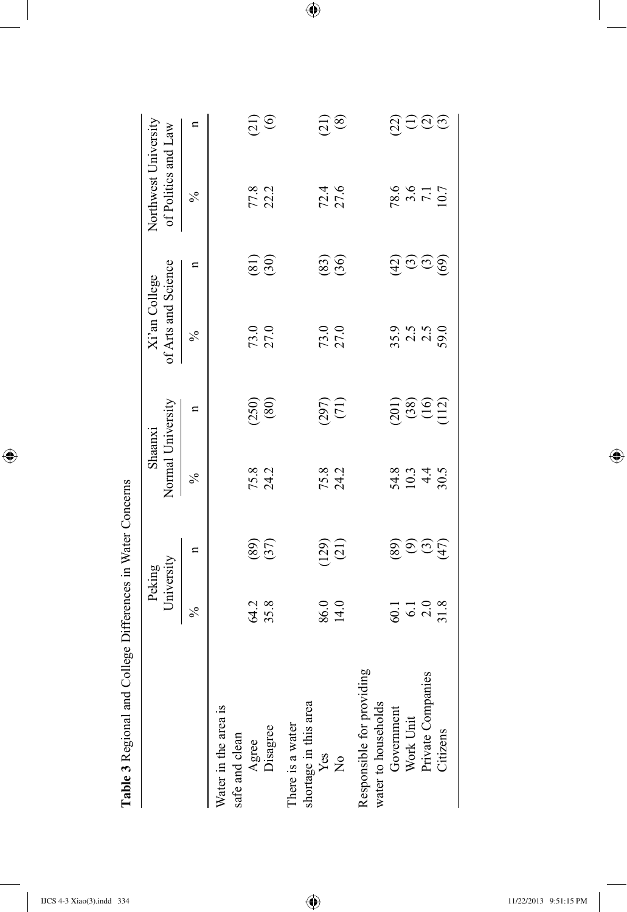**Table 3** Regional and College Differences in Water Concerns

| | Peking University | | Shaanxi Normal University | | Xi'an College of Arts and Science | | Northwest University of Politics and Law | |
|---|---|---|---|---|---|---|---|---|
| | % | n | % | n | % | n | % | n |
| Water in the area is safe and clean | | | | | | | | |
| Agree | 64.2 | (89) | 75.8 | (250) | 73.0 | (81) | 77.8 | (21) |
| Disagree | 35.8 | (37) | 24.2 | (80) | 27.0 | (30) | 22.2 | (6) |
| There is a water shortage in this area | | | | | | | | |
| Yes | 86.0 | (129) | 75.8 | (297) | 73.0 | (83) | 72.4 | (21) |
| No | 14.0 | (21) | 24.2 | (71) | 27.0 | (36) | 27.6 | (8) |
| Responsible for providing water to households | | | | | | | | |
| Government | 60.1 | (89) | 54.8 | (201) | 35.9 | (42) | 78.6 | (22) |
| Work Unit | 6.1 | (9) | 10.3 | (38) | 2.5 | (3) | 3.6 | (1) |
| Private Companies | 2.0 | (3) | 4.4 | (16) | 2.5 | (3) | 7.1 | (2) |
| Citizens | 31.8 | (47) | 30.5 | (112) | 59.0 | (69) | 10.7 | (3) |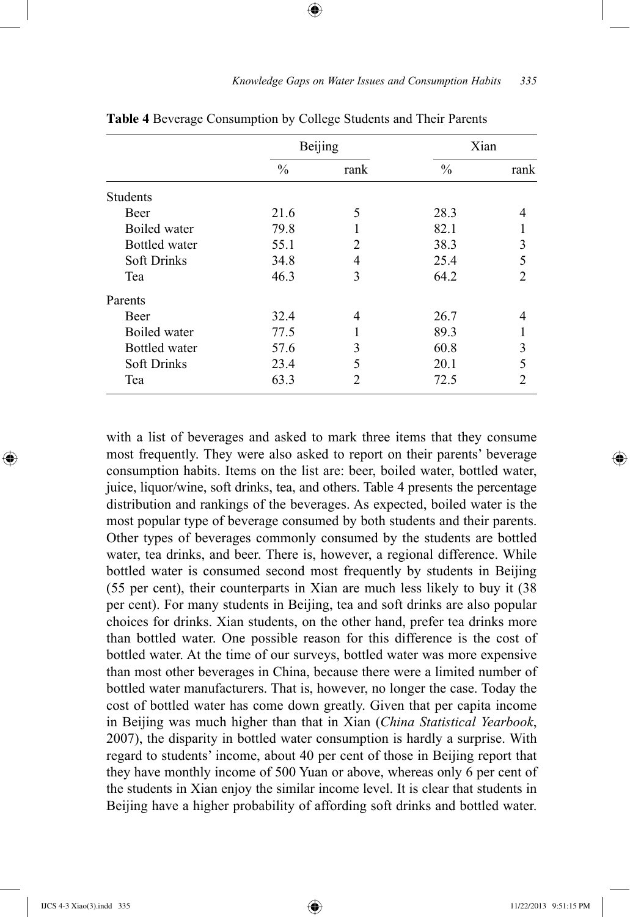**Table 4** Beverage Consumption by College Students and Their Parents

| | Beijing | | Xian | |
|---|---|---|---|---|
| | % | rank | % | rank |
| Students | | | | |
| Beer | 21.6 | 5 | 28.3 | 4 |
| Boiled water | 79.8 | 1 | 82.1 | 1 |
| Bottled water | 55.1 | 2 | 38.3 | 3 |
| Soft Drinks | 34.8 | 4 | 25.4 | 5 |
| Tea | 46.3 | 3 | 64.2 | 2 |
| Parents | | | | |
| Beer | 32.4 | 4 | 26.7 | 4 |
| Boiled water | 77.5 | 1 | 89.3 | 1 |
| Bottled water | 57.6 | 3 | 60.8 | 3 |
| Soft Drinks | 23.4 | 5 | 20.1 | 5 |
| Tea | 63.3 | 2 | 72.5 | 2 |

with a list of beverages and asked to mark three items that they consume most frequently. They were also asked to report on their parents' beverage consumption habits. Items on the list are: beer, boiled water, bottled water, juice, liquor/wine, soft drinks, tea, and others. Table 4 presents the percentage distribution and rankings of the beverages. As expected, boiled water is the most popular type of beverage consumed by both students and their parents. Other types of beverages commonly consumed by the students are bottled water, tea drinks, and beer. There is, however, a regional difference. While bottled water is consumed second most frequently by students in Beijing (55 per cent), their counterparts in Xian are much less likely to buy it (38 per cent). For many students in Beijing, tea and soft drinks are also popular choices for drinks. Xian students, on the other hand, prefer tea drinks more than bottled water. One possible reason for this difference is the cost of bottled water. At the time of our surveys, bottled water was more expensive than most other beverages in China, because there were a limited number of bottled water manufacturers. That is, however, no longer the case. Today the cost of bottled water has come down greatly. Given that per capita income in Beijing was much higher than that in Xian (*China Statistical Yearbook*, 2007), the disparity in bottled water consumption is hardly a surprise. With regard to students' income, about 40 per cent of those in Beijing report that they have monthly income of 500 Yuan or above, whereas only 6 per cent of the students in Xian enjoy the similar income level. It is clear that students in Beijing have a higher probability of affording soft drinks and bottled water.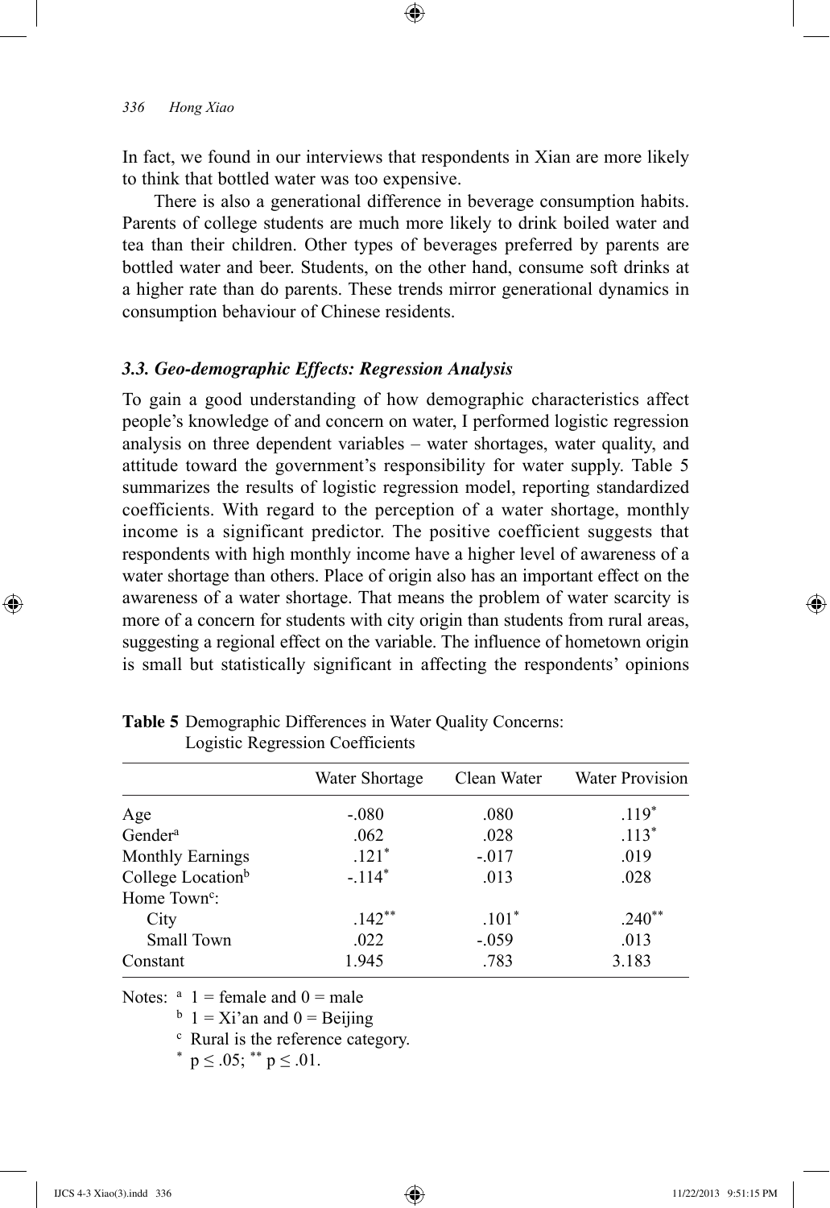In fact, we found in our interviews that respondents in Xian are more likely to think that bottled water was too expensive.

There is also a generational difference in beverage consumption habits. Parents of college students are much more likely to drink boiled water and tea than their children. Other types of beverages preferred by parents are bottled water and beer. Students, on the other hand, consume soft drinks at a higher rate than do parents. These trends mirror generational dynamics in consumption behaviour of Chinese residents.

### *3.3. Geo-demographic Effects: Regression Analysis*

To gain a good understanding of how demographic characteristics affect people's knowledge of and concern on water, I performed logistic regression analysis on three dependent variables – water shortages, water quality, and attitude toward the government's responsibility for water supply. Table 5 summarizes the results of logistic regression model, reporting standardized coefficients. With regard to the perception of a water shortage, monthly income is a significant predictor. The positive coefficient suggests that respondents with high monthly income have a higher level of awareness of a water shortage than others. Place of origin also has an important effect on the awareness of a water shortage. That means the problem of water scarcity is more of a concern for students with city origin than students from rural areas, suggesting a regional effect on the variable. The influence of hometown origin is small but statistically significant in affecting the respondents' opinions

**Table 5** Demographic Differences in Water Quality Concerns: Logistic Regression Coefficients

| | Water Shortage | Clean Water | Water Provision |
|---|---|---|---|
| Age | -.080 | .080 | .119* |
| Gender[a] | .062 | .028 | .113* |
| Monthly Earnings | .121* | -.017 | .019 |
| College Location[b] | -.114* | .013 | .028 |
| Home Town[c]: | | | |
| City | .142** | .101* | .240** |
| Small Town | .022 | -.059 | .013 |
| Constant | 1.945 | .783 | 3.183 |

Notes: [a] 1 = female and 0 = male

[b] 1 = Xi'an and 0 = Beijing

[c] Rural is the reference category.

* $p \leq .05$; ** $p \leq .01$.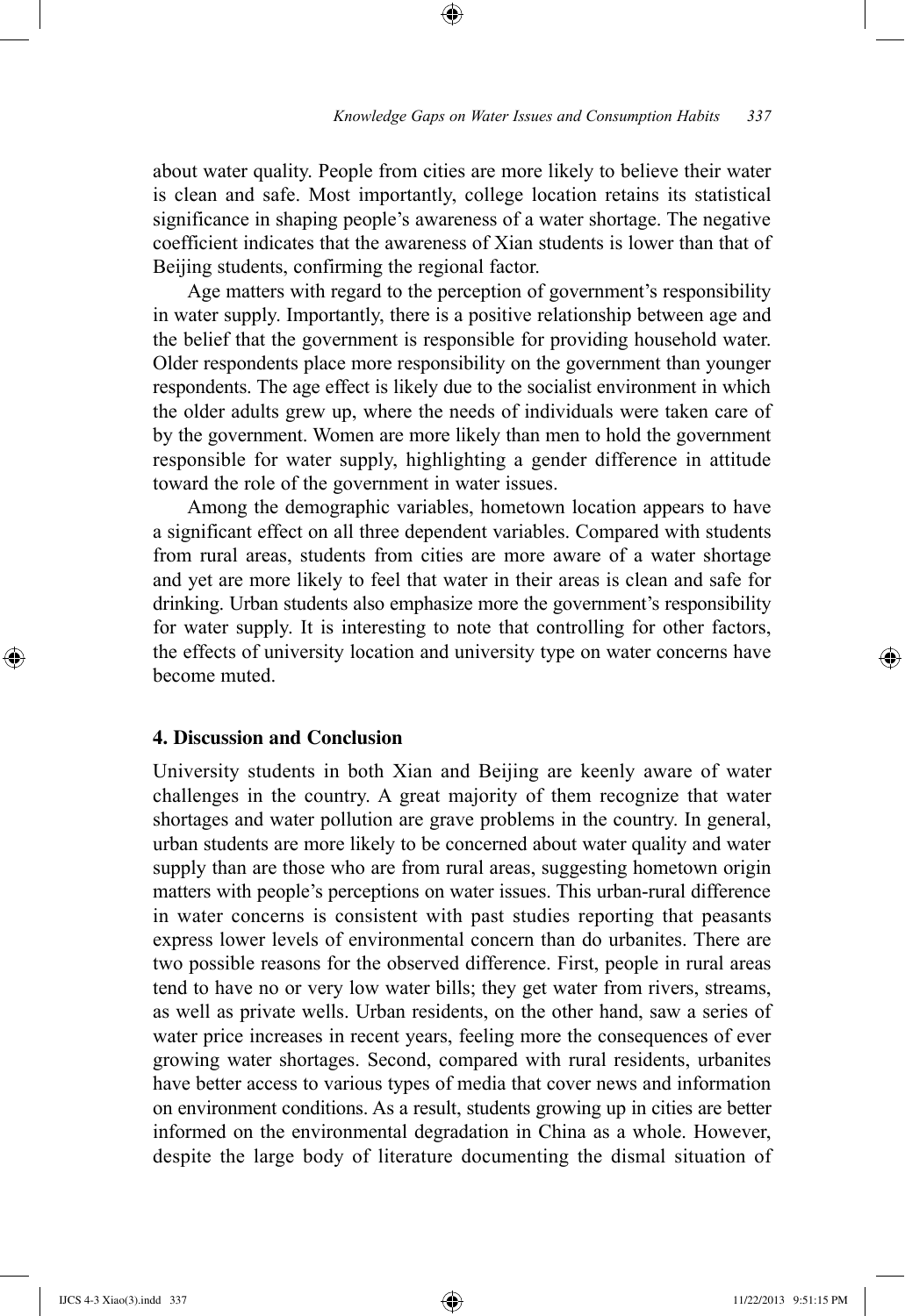about water quality. People from cities are more likely to believe their water is clean and safe. Most importantly, college location retains its statistical significance in shaping people's awareness of a water shortage. The negative coefficient indicates that the awareness of Xian students is lower than that of Beijing students, confirming the regional factor.

Age matters with regard to the perception of government's responsibility in water supply. Importantly, there is a positive relationship between age and the belief that the government is responsible for providing household water. Older respondents place more responsibility on the government than younger respondents. The age effect is likely due to the socialist environment in which the older adults grew up, where the needs of individuals were taken care of by the government. Women are more likely than men to hold the government responsible for water supply, highlighting a gender difference in attitude toward the role of the government in water issues.

Among the demographic variables, hometown location appears to have a significant effect on all three dependent variables. Compared with students from rural areas, students from cities are more aware of a water shortage and yet are more likely to feel that water in their areas is clean and safe for drinking. Urban students also emphasize more the government's responsibility for water supply. It is interesting to note that controlling for other factors, the effects of university location and university type on water concerns have become muted.

## 4. Discussion and Conclusion

University students in both Xian and Beijing are keenly aware of water challenges in the country. A great majority of them recognize that water shortages and water pollution are grave problems in the country. In general, urban students are more likely to be concerned about water quality and water supply than are those who are from rural areas, suggesting hometown origin matters with people's perceptions on water issues. This urban-rural difference in water concerns is consistent with past studies reporting that peasants express lower levels of environmental concern than do urbanites. There are two possible reasons for the observed difference. First, people in rural areas tend to have no or very low water bills; they get water from rivers, streams, as well as private wells. Urban residents, on the other hand, saw a series of water price increases in recent years, feeling more the consequences of ever growing water shortages. Second, compared with rural residents, urbanites have better access to various types of media that cover news and information on environment conditions. As a result, students growing up in cities are better informed on the environmental degradation in China as a whole. However, despite the large body of literature documenting the dismal situation of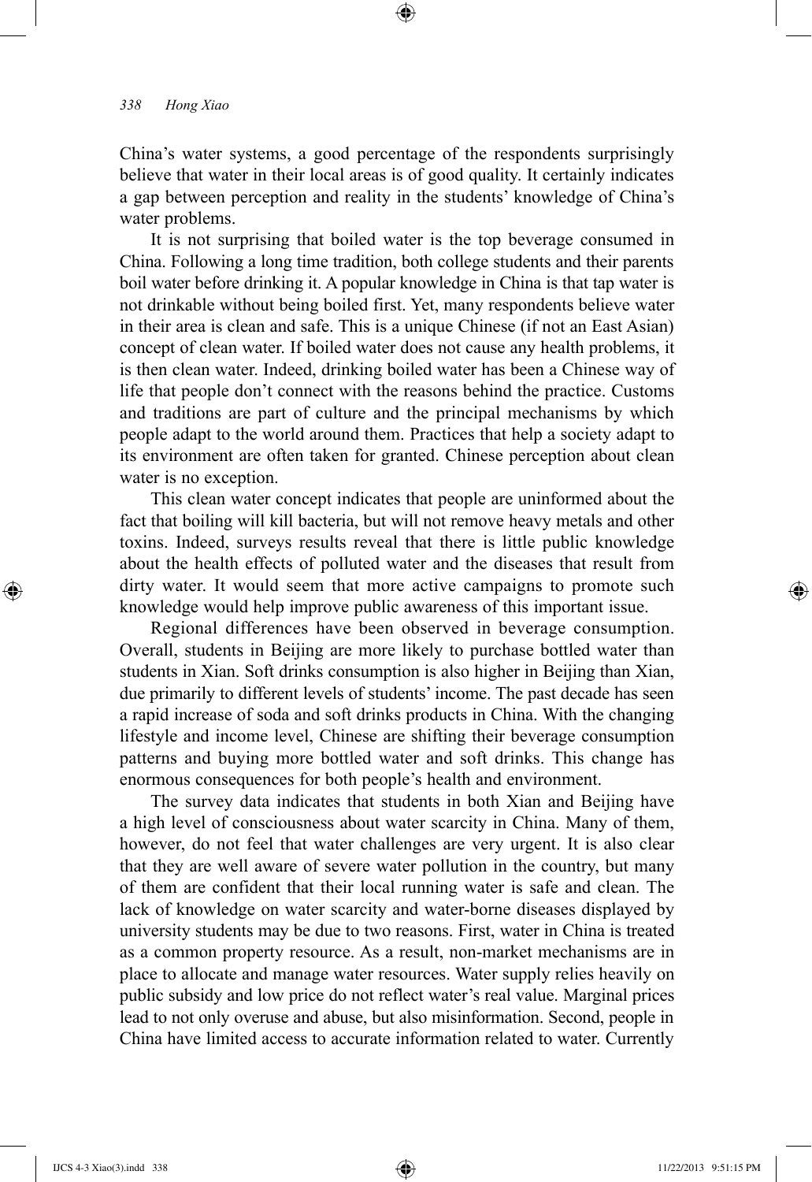China's water systems, a good percentage of the respondents surprisingly believe that water in their local areas is of good quality. It certainly indicates a gap between perception and reality in the students' knowledge of China's water problems.

It is not surprising that boiled water is the top beverage consumed in China. Following a long time tradition, both college students and their parents boil water before drinking it. A popular knowledge in China is that tap water is not drinkable without being boiled first. Yet, many respondents believe water in their area is clean and safe. This is a unique Chinese (if not an East Asian) concept of clean water. If boiled water does not cause any health problems, it is then clean water. Indeed, drinking boiled water has been a Chinese way of life that people don't connect with the reasons behind the practice. Customs and traditions are part of culture and the principal mechanisms by which people adapt to the world around them. Practices that help a society adapt to its environment are often taken for granted. Chinese perception about clean water is no exception.

This clean water concept indicates that people are uninformed about the fact that boiling will kill bacteria, but will not remove heavy metals and other toxins. Indeed, surveys results reveal that there is little public knowledge about the health effects of polluted water and the diseases that result from dirty water. It would seem that more active campaigns to promote such knowledge would help improve public awareness of this important issue.

Regional differences have been observed in beverage consumption. Overall, students in Beijing are more likely to purchase bottled water than students in Xian. Soft drinks consumption is also higher in Beijing than Xian, due primarily to different levels of students' income. The past decade has seen a rapid increase of soda and soft drinks products in China. With the changing lifestyle and income level, Chinese are shifting their beverage consumption patterns and buying more bottled water and soft drinks. This change has enormous consequences for both people's health and environment.

The survey data indicates that students in both Xian and Beijing have a high level of consciousness about water scarcity in China. Many of them, however, do not feel that water challenges are very urgent. It is also clear that they are well aware of severe water pollution in the country, but many of them are confident that their local running water is safe and clean. The lack of knowledge on water scarcity and water-borne diseases displayed by university students may be due to two reasons. First, water in China is treated as a common property resource. As a result, non-market mechanisms are in place to allocate and manage water resources. Water supply relies heavily on public subsidy and low price do not reflect water's real value. Marginal prices lead to not only overuse and abuse, but also misinformation. Second, people in China have limited access to accurate information related to water. Currently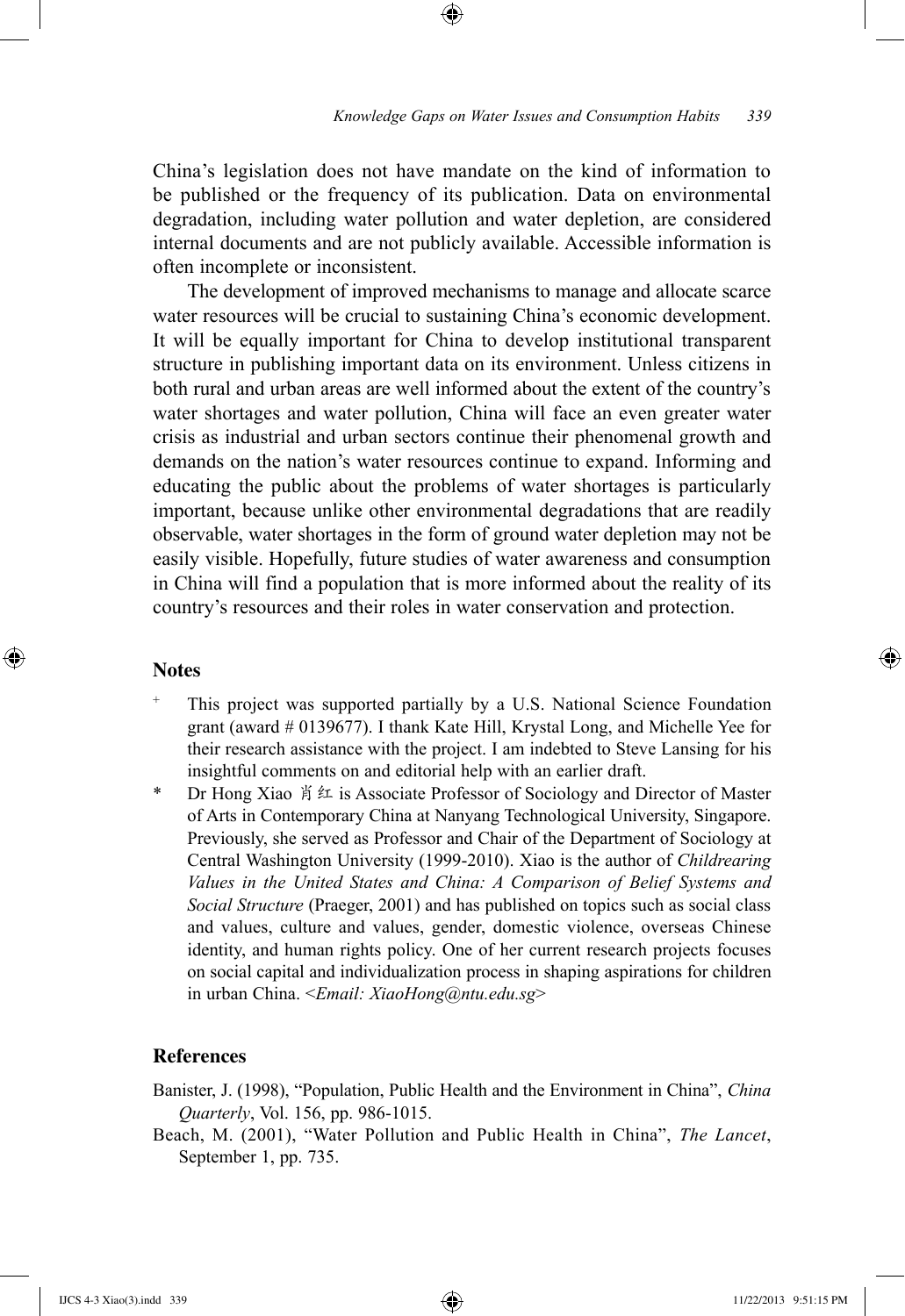China's legislation does not have mandate on the kind of information to be published or the frequency of its publication. Data on environmental degradation, including water pollution and water depletion, are considered internal documents and are not publicly available. Accessible information is often incomplete or inconsistent.

The development of improved mechanisms to manage and allocate scarce water resources will be crucial to sustaining China's economic development. It will be equally important for China to develop institutional transparent structure in publishing important data on its environment. Unless citizens in both rural and urban areas are well informed about the extent of the country's water shortages and water pollution, China will face an even greater water crisis as industrial and urban sectors continue their phenomenal growth and demands on the nation's water resources continue to expand. Informing and educating the public about the problems of water shortages is particularly important, because unlike other environmental degradations that are readily observable, water shortages in the form of ground water depletion may not be easily visible. Hopefully, future studies of water awareness and consumption in China will find a population that is more informed about the reality of its country's resources and their roles in water conservation and protection.

## Notes

[+] This project was supported partially by a U.S. National Science Foundation grant (award # 0139677). I thank Kate Hill, Krystal Long, and Michelle Yee for their research assistance with the project. I am indebted to Steve Lansing for his insightful comments on and editorial help with an earlier draft.

\* Dr Hong Xiao 肖红 is Associate Professor of Sociology and Director of Master of Arts in Contemporary China at Nanyang Technological University, Singapore. Previously, she served as Professor and Chair of the Department of Sociology at Central Washington University (1999-2010). Xiao is the author of *Childrearing Values in the United States and China: A Comparison of Belief Systems and Social Structure* (Praeger, 2001) and has published on topics such as social class and values, culture and values, gender, domestic violence, overseas Chinese identity, and human rights policy. One of her current research projects focuses on social capital and individualization process in shaping aspirations for children in urban China. <*Email: XiaoHong@ntu.edu.sg*>

## References

Banister, J. (1998), "Population, Public Health and the Environment in China", *China Quarterly*, Vol. 156, pp. 986-1015.

Beach, M. (2001), "Water Pollution and Public Health in China", *The Lancet*, September 1, pp. 735.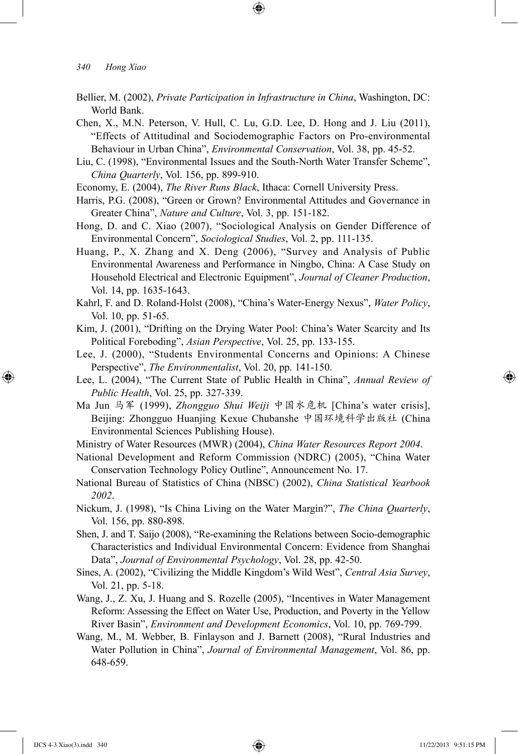Bellier, M. (2002), *Private Participation in Infrastructure in China*, Washington, DC: World Bank.

Chen, X., M.N. Peterson, V. Hull, C. Lu, G.D. Lee, D. Hong and J. Liu (2011), "Effects of Attitudinal and Sociodemographic Factors on Pro-environmental Behaviour in Urban China", *Environmental Conservation*, Vol. 38, pp. 45-52.

Liu, C. (1998), "Environmental Issues and the South-North Water Transfer Scheme", *China Quarterly*, Vol. 156, pp. 899-910.

Economy, E. (2004), *The River Runs Black*, Ithaca: Cornell University Press.

Harris, P.G. (2008), "Green or Grown? Environmental Attitudes and Governance in Greater China", *Nature and Culture*, Vol. 3, pp. 151-182.

Hong, D. and C. Xiao (2007), "Sociological Analysis on Gender Difference of Environmental Concern", *Sociological Studies*, Vol. 2, pp. 111-135.

Huang, P., X. Zhang and X. Deng (2006), "Survey and Analysis of Public Environmental Awareness and Performance in Ningbo, China: A Case Study on Household Electrical and Electronic Equipment", *Journal of Cleaner Production*, Vol. 14, pp. 1635-1643.

Kahrl, F. and D. Roland-Holst (2008), "China's Water-Energy Nexus", *Water Policy*, Vol. 10, pp. 51-65.

Kim, J. (2001), "Drifting on the Drying Water Pool: China's Water Scarcity and Its Political Foreboding", *Asian Perspective*, Vol. 25, pp. 133-155.

Lee, J. (2000), "Students Environmental Concerns and Opinions: A Chinese Perspective", *The Environmentalist*, Vol. 20, pp. 141-150.

Lee, L. (2004), "The Current State of Public Health in China", *Annual Review of Public Health*, Vol. 25, pp. 327-339.

Ma Jun 马军 (1999), *Zhongguo Shui Weiji* 中国水危机 [China's water crisis], Beijing: Zhongguo Huanjing Kexue Chubanshe 中国环境科学出版社 (China Environmental Sciences Publishing House).

Ministry of Water Resources (MWR) (2004), *China Water Resources Report 2004*.

National Development and Reform Commission (NDRC) (2005), "China Water Conservation Technology Policy Outline", Announcement No. 17.

National Bureau of Statistics of China (NBSC) (2002), *China Statistical Yearbook 2002*.

Nickum, J. (1998), "Is China Living on the Water Margin?", *The China Quarterly*, Vol. 156, pp. 880-898.

Shen, J. and T. Saijo (2008), "Re-examining the Relations between Socio-demographic Characteristics and Individual Environmental Concern: Evidence from Shanghai Data", *Journal of Environmental Psychology*, Vol. 28, pp. 42-50.

Sines, A. (2002), "Civilizing the Middle Kingdom's Wild West", *Central Asia Survey*, Vol. 21, pp. 5-18.

Wang, J., Z. Xu, J. Huang and S. Rozelle (2005), "Incentives in Water Management Reform: Assessing the Effect on Water Use, Production, and Poverty in the Yellow River Basin", *Environment and Development Economics*, Vol. 10, pp. 769-799.

Wang, M., M. Webber, B. Finlayson and J. Barnett (2008), "Rural Industries and Water Pollution in China", *Journal of Environmental Management*, Vol. 86, pp. 648-659.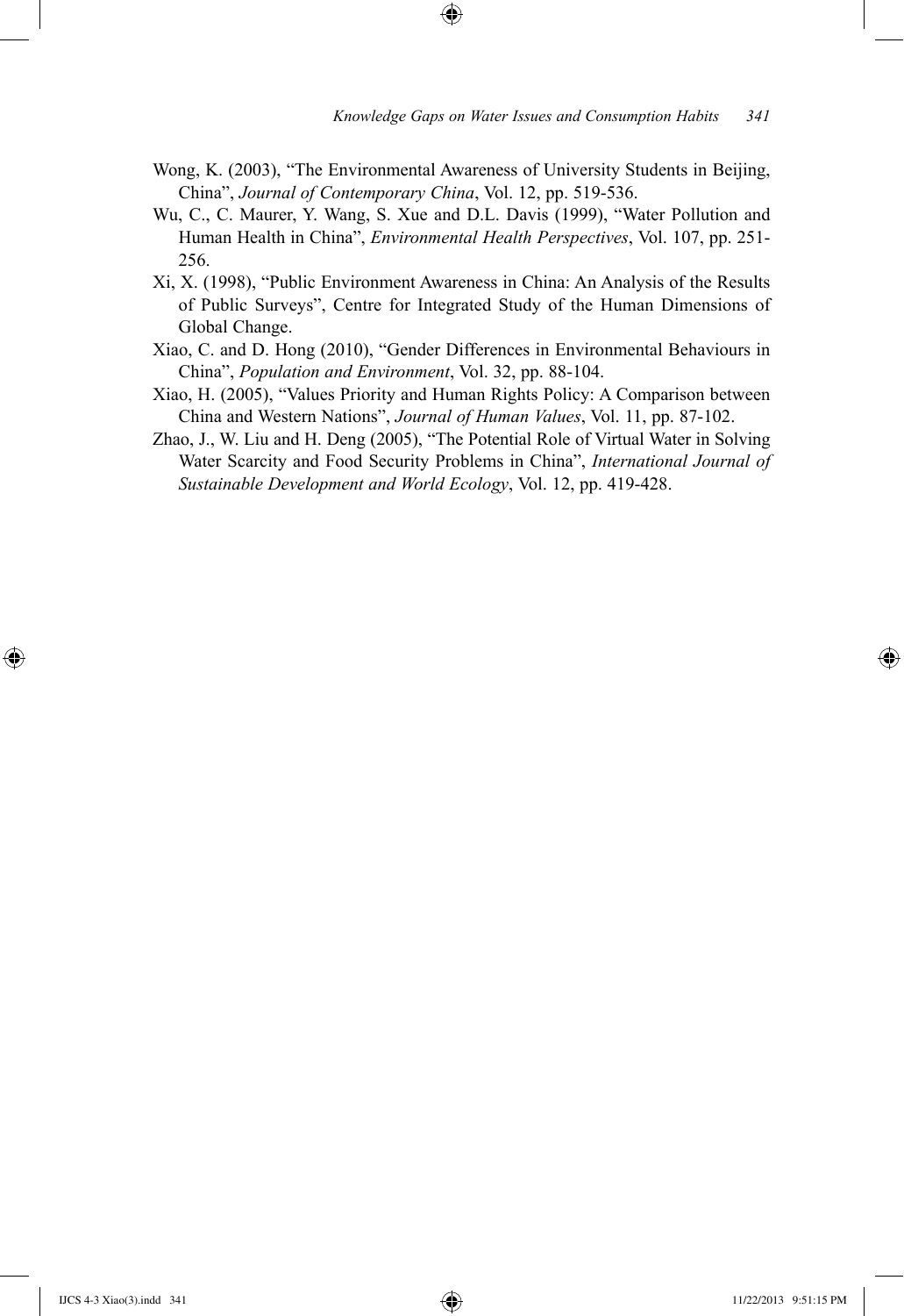Wong, K. (2003), "The Environmental Awareness of University Students in Beijing, China", *Journal of Contemporary China*, Vol. 12, pp. 519-536.

Wu, C., C. Maurer, Y. Wang, S. Xue and D.L. Davis (1999), "Water Pollution and Human Health in China", *Environmental Health Perspectives*, Vol. 107, pp. 251-256.

Xi, X. (1998), "Public Environment Awareness in China: An Analysis of the Results of Public Surveys", Centre for Integrated Study of the Human Dimensions of Global Change.

Xiao, C. and D. Hong (2010), "Gender Differences in Environmental Behaviours in China", *Population and Environment*, Vol. 32, pp. 88-104.

Xiao, H. (2005), "Values Priority and Human Rights Policy: A Comparison between China and Western Nations", *Journal of Human Values*, Vol. 11, pp. 87-102.

Zhao, J., W. Liu and H. Deng (2005), "The Potential Role of Virtual Water in Solving Water Scarcity and Food Security Problems in China", *International Journal of Sustainable Development and World Ecology*, Vol. 12, pp. 419-428.